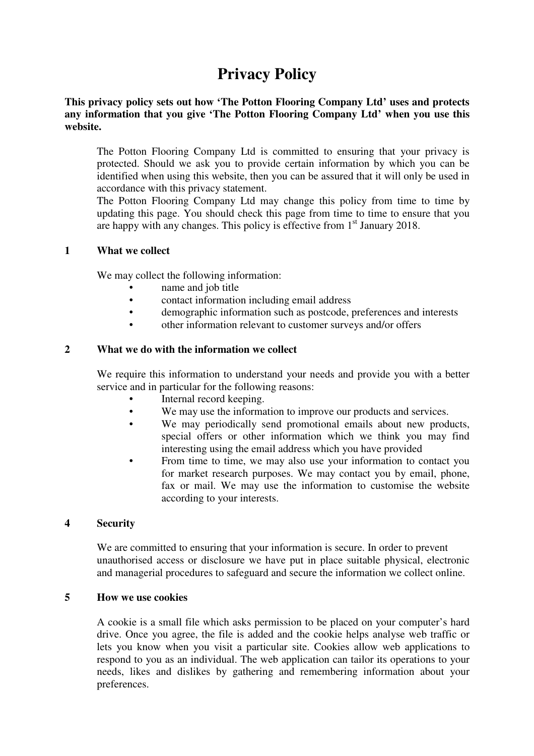# Privacy Policy

**This privacy policy sets out how 'The Potton Flooring Company Ltd' uses and protects any information that you give 'The Potton Flooring Company Ltd' when you use this website.**

The Potton Flooring Company Ltd is committed to ensuring that your privacy is protected. Should we ask you to provide certain information by which you can be identified when using this website, then you can be assured that it will only be used in accordance with this privacy statement.

The Potton Flooring Company Ltd may change this policy from time to time by updating this page. You should check this page from time to time to ensure that you are happy with any changes. This policy is effective from 1st January 2018.

## 1 What we collect

We may collect the following information:

- name and job title
- contact information including email address
- demographic information such as postcode, preferences and interests
- other information relevant to customer surveys and/or offers

## 2 What we do with the information we collect

We require this information to understand your needs and provide you with a better service and in particular for the following reasons:

- Internal record keeping.
- We may use the information to improve our products and services.
- We may periodically send promotional emails about new products, special offers or other information which we think you may find interesting using the email address which you have provided
- From time to time, we may also use your information to contact you for market research purposes. We may contact you by email, phone, fax or mail. We may use the information to customise the website according to your interests.

## 4 Security

We are committed to ensuring that your information is secure. In order to prevent unauthorised access or disclosure we have put in place suitable physical, electronic and managerial procedures to safeguard and secure the information we collect online.

## 5 How we use cookies

A cookie is a small file which asks permission to be placed on your computer's hard drive. Once you agree, the file is added and the cookie helps analyse web traffic or lets you know when you visit a particular site. Cookies allow web applications to respond to you as an individual. The web application can tailor its operations to your needs, likes and dislikes by gathering and remembering information about your preferences.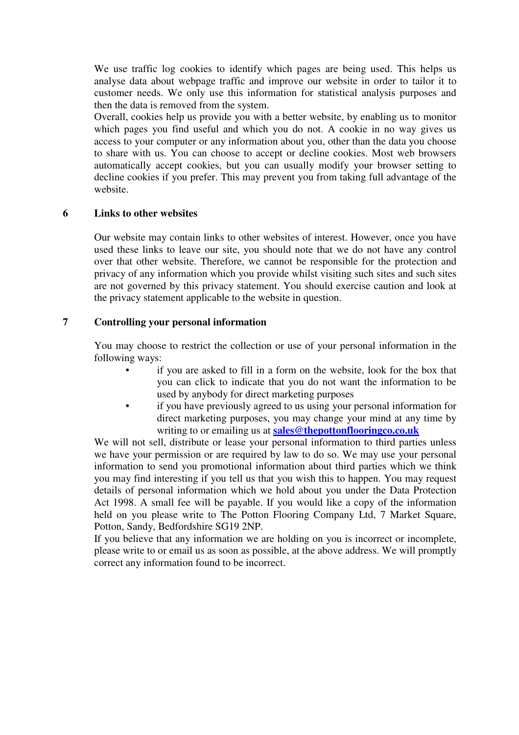We use traffic log cookies to identify which pages are being used. This helps us analyse data about webpage traffic and improve our website in order to tailor it to customer needs. We only use this information for statistical analysis purposes and then the data is removed from the system.

Overall, cookies help us provide you with a better website, by enabling us to monitor which pages you find useful and which you do not. A cookie in no way gives us access to your computer or any information about you, other than the data you choose to share with us. You can choose to accept or decline cookies. Most web browsers automatically accept cookies, but you can usually modify your browser setting to decline cookies if you prefer. This may prevent you from taking full advantage of the website.

## 6 Links to other websites

Our website may contain links to other websites of interest. However, once you have used these links to leave our site, you should note that we do not have any control over that other website. Therefore, we cannot be responsible for the protection and privacy of any information which you provide whilst visiting such sites and such sites are not governed by this privacy statement. You should exercise caution and look at the privacy statement applicable to the website in question.

## 7 Controlling your personal information

You may choose to restrict the collection or use of your personal information in the following ways:

- if you are asked to fill in a form on the website, look for the box that you can click to indicate that you do not want the information to be used by anybody for direct marketing purposes
- if you have previously agreed to us using your personal information for direct marketing purposes, you may change your mind at any time by writing to or emailing us at **sales@thepottonflooringco.co.uk**

We will not sell, distribute or lease your personal information to third parties unless we have your permission or are required by law to do so. We may use your personal information to send you promotional information about third parties which we think you may find interesting if you tell us that you wish this to happen. You may request details of personal information which we hold about you under the Data Protection Act 1998. A small fee will be payable. If you would like a copy of the information held on you please write to The Potton Flooring Company Ltd, 7 Market Square, Potton, Sandy, Bedfordshire SG19 2NP.

If you believe that any information we are holding on you is incorrect or incomplete, please write to or email us as soon as possible, at the above address. We will promptly correct any information found to be incorrect.